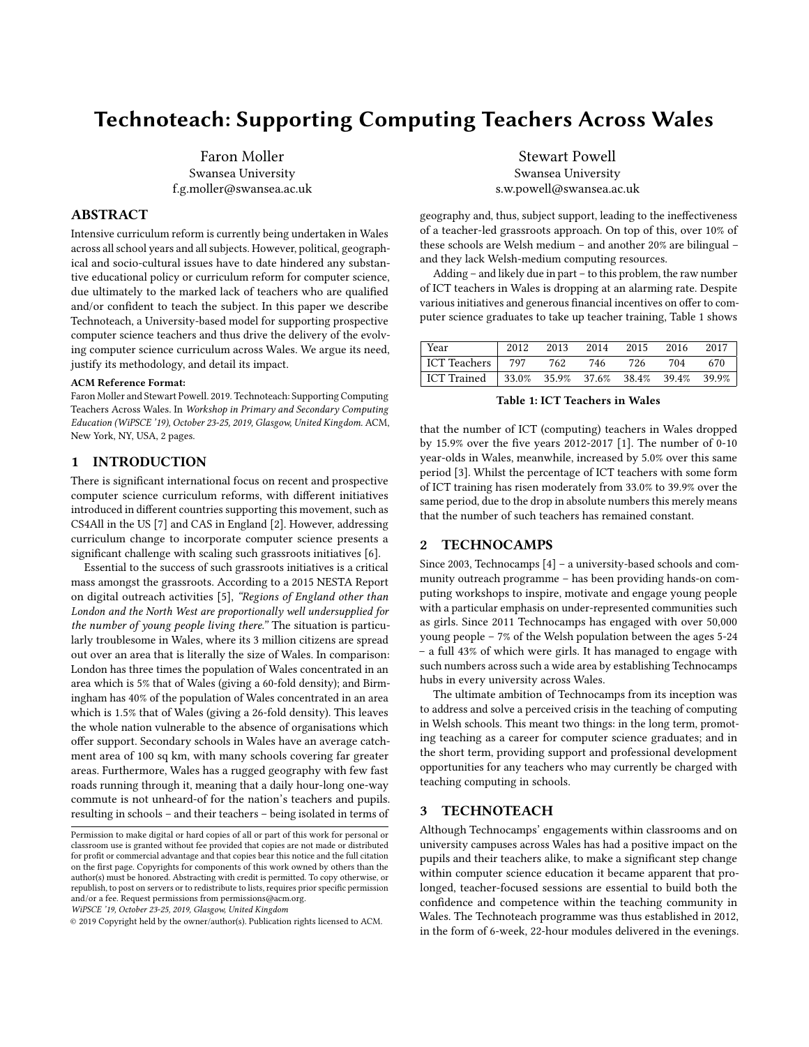# Technoteach: Supporting Computing Teachers Across Wales

Faron Moller
Swansea University
f.g.moller@swansea.ac.uk

Stewart Powell
Swansea University
s.w.powell@swansea.ac.uk

## ABSTRACT

Intensive curriculum reform is currently being undertaken in Wales across all school years and all subjects. However, political, geographical and socio-cultural issues have to date hindered any substantive educational policy or curriculum reform for computer science, due ultimately to the marked lack of teachers who are qualified and/or confident to teach the subject. In this paper we describe Technoteach, a University-based model for supporting prospective computer science teachers and thus drive the delivery of the evolving computer science curriculum across Wales. We argue its need, justify its methodology, and detail its impact.

**ACM Reference Format:**
Faron Moller and Stewart Powell. 2019. Technoteach: Supporting Computing Teachers Across Wales. In *Workshop in Primary and Secondary Computing Education (WiPSCE '19), October 23-25, 2019, Glasgow, United Kingdom.* ACM, New York, NY, USA, 2 pages.

## 1 INTRODUCTION

There is significant international focus on recent and prospective computer science curriculum reforms, with different initiatives introduced in different countries supporting this movement, such as CS4All in the US [7] and CAS in England [2]. However, addressing curriculum change to incorporate computer science presents a significant challenge with scaling such grassroots initiatives [6].

Essential to the success of such grassroots initiatives is a critical mass amongst the grassroots. According to a 2015 NESTA Report on digital outreach activities [5], *"Regions of England other than London and the North West are proportionally well undersupplied for the number of young people living there."* The situation is particularly troublesome in Wales, where its 3 million citizens are spread out over an area that is literally the size of Wales. In comparison: London has three times the population of Wales concentrated in an area which is 5% that of Wales (giving a 60-fold density); and Birmingham has 40% of the population of Wales concentrated in an area which is 1.5% that of Wales (giving a 26-fold density). This leaves the whole nation vulnerable to the absence of organisations which offer support. Secondary schools in Wales have an average catchment area of 100 sq km, with many schools covering far greater areas. Furthermore, Wales has a rugged geography with few fast roads running through it, meaning that a daily hour-long one-way commute is not unheard-of for the nation's teachers and pupils. resulting in schools – and their teachers – being isolated in terms of geography and, thus, subject support, leading to the ineffectiveness of a teacher-led grassroots approach. On top of this, over 10% of these schools are Welsh medium – and another 20% are bilingual – and they lack Welsh-medium computing resources.

Adding – and likely due in part – to this problem, the raw number of ICT teachers in Wales is dropping at an alarming rate. Despite various initiatives and generous financial incentives on offer to computer science graduates to take up teacher training, Table 1 shows

| Year | 2012 | 2013 | 2014 | 2015 | 2016 | 2017 |
|---|---|---|---|---|---|---|
| ICT Teachers | 797 | 762 | 746 | 726 | 704 | 670 |
| ICT Trained | 33.0% | 35.9% | 37.6% | 38.4% | 39.4% | 39.9% |

**Table 1: ICT Teachers in Wales**

that the number of ICT (computing) teachers in Wales dropped by 15.9% over the five years 2012-2017 [1]. The number of 0-10 year-olds in Wales, meanwhile, increased by 5.0% over this same period [3]. Whilst the percentage of ICT teachers with some form of ICT training has risen moderately from 33.0% to 39.9% over the same period, due to the drop in absolute numbers this merely means that the number of such teachers has remained constant.

## 2 TECHNOCAMPS

Since 2003, Technocamps [4] – a university-based schools and community outreach programme – has been providing hands-on computing workshops to inspire, motivate and engage young people with a particular emphasis on under-represented communities such as girls. Since 2011 Technocamps has engaged with over 50,000 young people – 7% of the Welsh population between the ages 5-24 – a full 43% of which were girls. It has managed to engage with such numbers across such a wide area by establishing Technocamps hubs in every university across Wales.

The ultimate ambition of Technocamps from its inception was to address and solve a perceived crisis in the teaching of computing in Welsh schools. This meant two things: in the long term, promoting teaching as a career for computer science graduates; and in the short term, providing support and professional development opportunities for any teachers who may currently be charged with teaching computing in schools.

## 3 TECHNOTEACH

Although Technocamps' engagements within classrooms and on university campuses across Wales has had a positive impact on the pupils and their teachers alike, to make a significant step change within computer science education it became apparent that prolonged, teacher-focused sessions are essential to build both the confidence and competence within the teaching community in Wales. The Technoteach programme was thus established in 2012, in the form of 6-week, 22-hour modules delivered in the evenings.

Permission to make digital or hard copies of all or part of this work for personal or classroom use is granted without fee provided that copies are not made or distributed for profit or commercial advantage and that copies bear this notice and the full citation on the first page. Copyrights for components of this work owned by others than the author(s) must be honored. Abstracting with credit is permitted. To copy otherwise, or republish, to post on servers or to redistribute to lists, requires prior specific permission and/or a fee. Request permissions from permissions@acm.org.
*WiPSCE '19, October 23-25, 2019, Glasgow, United Kingdom*
© 2019 Copyright held by the owner/author(s). Publication rights licensed to ACM.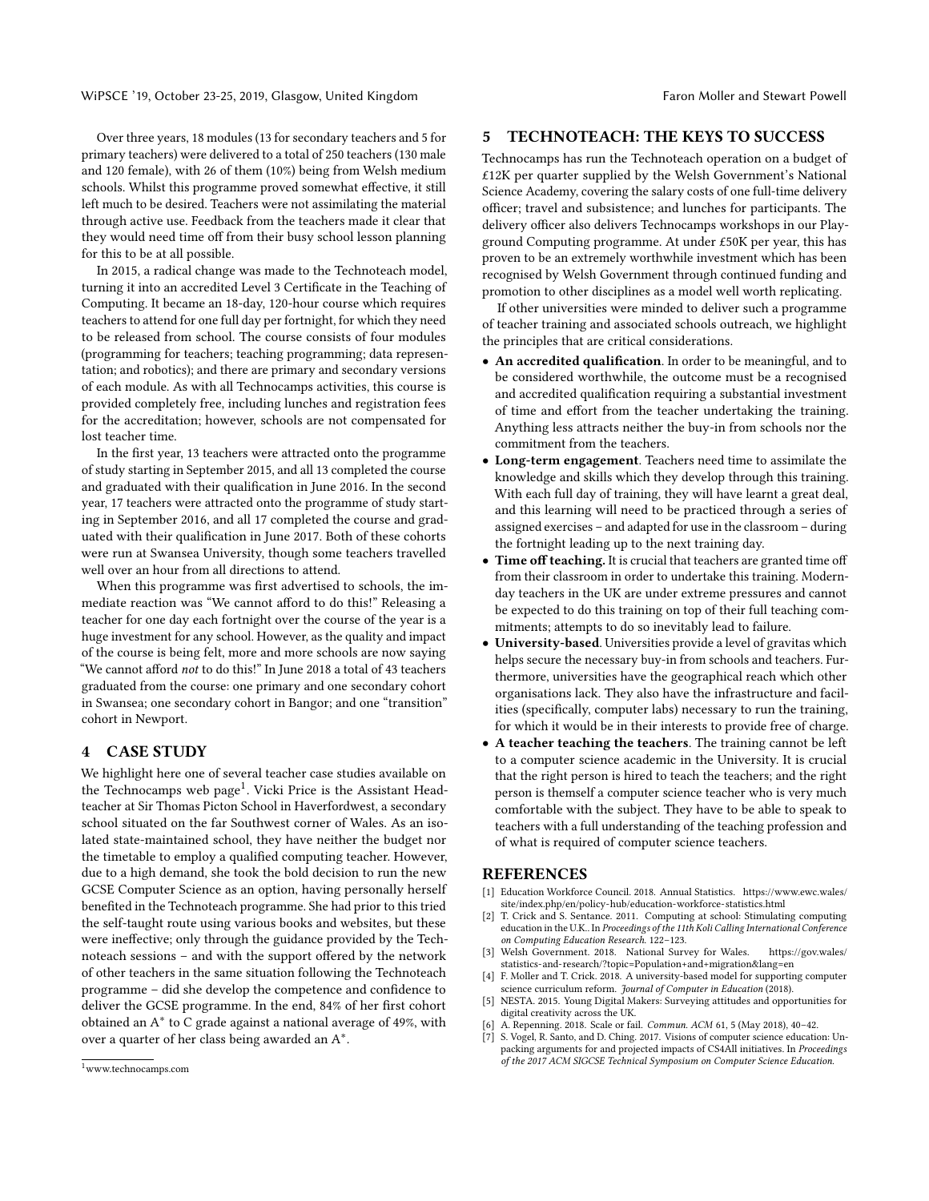Over three years, 18 modules (13 for secondary teachers and 5 for primary teachers) were delivered to a total of 250 teachers (130 male and 120 female), with 26 of them (10%) being from Welsh medium schools. Whilst this programme proved somewhat effective, it still left much to be desired. Teachers were not assimilating the material through active use. Feedback from the teachers made it clear that they would need time off from their busy school lesson planning for this to be at all possible.

In 2015, a radical change was made to the Technoteach model, turning it into an accredited Level 3 Certificate in the Teaching of Computing. It became an 18-day, 120-hour course which requires teachers to attend for one full day per fortnight, for which they need to be released from school. The course consists of four modules (programming for teachers; teaching programming; data representation; and robotics); and there are primary and secondary versions of each module. As with all Technocamps activities, this course is provided completely free, including lunches and registration fees for the accreditation; however, schools are not compensated for lost teacher time.

In the first year, 13 teachers were attracted onto the programme of study starting in September 2015, and all 13 completed the course and graduated with their qualification in June 2016. In the second year, 17 teachers were attracted onto the programme of study starting in September 2016, and all 17 completed the course and graduated with their qualification in June 2017. Both of these cohorts were run at Swansea University, though some teachers travelled well over an hour from all directions to attend.

When this programme was first advertised to schools, the immediate reaction was "We cannot afford to do this!" Releasing a teacher for one day each fortnight over the course of the year is a huge investment for any school. However, as the quality and impact of the course is being felt, more and more schools are now saying "We cannot afford *not* to do this!" In June 2018 a total of 43 teachers graduated from the course: one primary and one secondary cohort in Swansea; one secondary cohort in Bangor; and one "transition" cohort in Newport.

## 4 CASE STUDY

We highlight here one of several teacher case studies available on the Technocamps web page[1]. Vicki Price is the Assistant Headteacher at Sir Thomas Picton School in Haverfordwest, a secondary school situated on the far Southwest corner of Wales. As an isolated state-maintained school, they have neither the budget nor the timetable to employ a qualified computing teacher. However, due to a high demand, she took the bold decision to run the new GCSE Computer Science as an option, having personally herself benefited in the Technoteach programme. She had prior to this tried the self-taught route using various books and websites, but these were ineffective; only through the guidance provided by the Technoteach sessions – and with the support offered by the network of other teachers in the same situation following the Technoteach programme – did she develop the competence and confidence to deliver the GCSE programme. In the end, 84% of her first cohort obtained an A* to C grade against a national average of 49%, with over a quarter of her class being awarded an A*.

[1] www.technocamps.com

## 5 TECHNOTEACH: THE KEYS TO SUCCESS

Technocamps has run the Technoteach operation on a budget of £12K per quarter supplied by the Welsh Government's National Science Academy, covering the salary costs of one full-time delivery officer; travel and subsistence; and lunches for participants. The delivery officer also delivers Technocamps workshops in our Playground Computing programme. At under £50K per year, this has proven to be an extremely worthwhile investment which has been recognised by Welsh Government through continued funding and promotion to other disciplines as a model well worth replicating.

If other universities were minded to deliver such a programme of teacher training and associated schools outreach, we highlight the principles that are critical considerations.

- **An accredited qualification**. In order to be meaningful, and to be considered worthwhile, the outcome must be a recognised and accredited qualification requiring a substantial investment of time and effort from the teacher undertaking the training. Anything less attracts neither the buy-in from schools nor the commitment from the teachers.
- **Long-term engagement**. Teachers need time to assimilate the knowledge and skills which they develop through this training. With each full day of training, they will have learnt a great deal, and this learning will need to be practiced through a series of assigned exercises – and adapted for use in the classroom – during the fortnight leading up to the next training day.
- **Time off teaching.** It is crucial that teachers are granted time off from their classroom in order to undertake this training. Modern-day teachers in the UK are under extreme pressures and cannot be expected to do this training on top of their full teaching commitments; attempts to do so inevitably lead to failure.
- **University-based**. Universities provide a level of gravitas which helps secure the necessary buy-in from schools and teachers. Furthermore, universities have the geographical reach which other organisations lack. They also have the infrastructure and facilities (specifically, computer labs) necessary to run the training, for which it would be in their interests to provide free of charge.
- **A teacher teaching the teachers**. The training cannot be left to a computer science academic in the University. It is crucial that the right person is hired to teach the teachers; and the right person is themself a computer science teacher who is very much comfortable with the subject. They have to be able to speak to teachers with a full understanding of the teaching profession and of what is required of computer science teachers.

## REFERENCES

[1] Education Workforce Council. 2018. Annual Statistics. https://www.ewc.wales/site/index.php/en/policy-hub/education-workforce-statistics.html

[2] T. Crick and S. Sentance. 2011. Computing at school: Stimulating computing education in the U.K.. In *Proceedings of the 11th Koli Calling International Conference on Computing Education Research*. 122–123.

[3] Welsh Government. 2018. National Survey for Wales. https://gov.wales/statistics-and-research/?topic=Population+and+migration&lang=en

[4] F. Moller and T. Crick. 2018. A university-based model for supporting computer science curriculum reform. *Journal of Computer in Education* (2018).

[5] NESTA. 2015. Young Digital Makers: Surveying attitudes and opportunities for digital creativity across the UK.

[6] A. Repenning. 2018. Scale or fail. *Commun. ACM* 61, 5 (May 2018), 40–42.

[7] S. Vogel, R. Santo, and D. Ching. 2017. Visions of computer science education: Unpacking arguments for and projected impacts of CS4All initiatives. In *Proceedings of the 2017 ACM SIGCSE Technical Symposium on Computer Science Education*.